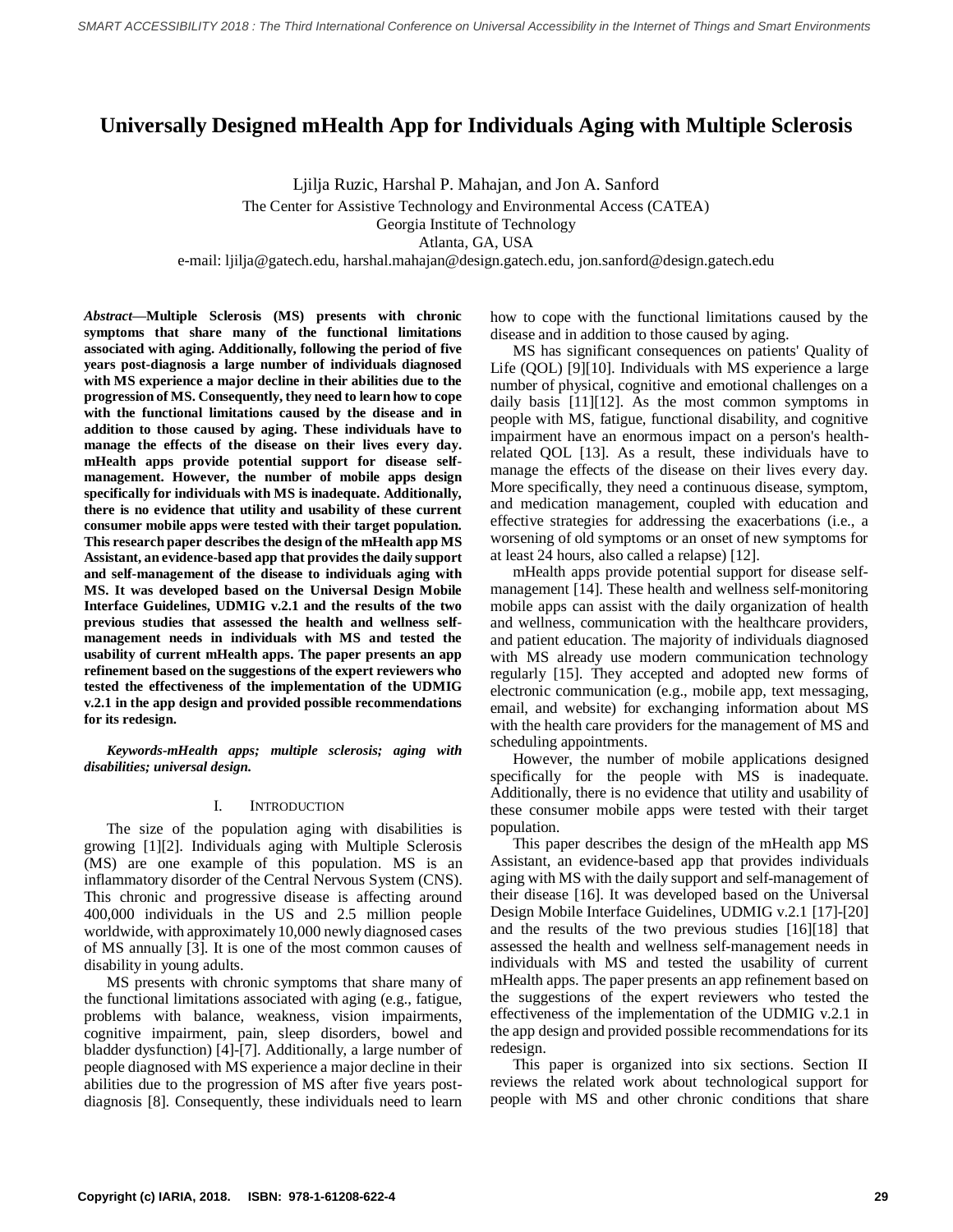# Universally Designed mHealth App for Individuals Aging with Multiple Sclerosis

Ljilja Ruzic, Harshal P. Mahajan, and Jon A. Sanford
The Center for Assistive Technology and Environmental Access (CATEA)
Georgia Institute of Technology
Atlanta, GA, USA
e-mail: ljilja@gatech.edu, harshal.mahajan@design.gatech.edu, jon.sanford@design.gatech.edu

***Abstract*—Multiple Sclerosis (MS) presents with chronic symptoms that share many of the functional limitations associated with aging. Additionally, following the period of five years post-diagnosis a large number of individuals diagnosed with MS experience a major decline in their abilities due to the progression of MS. Consequently, they need to learn how to cope with the functional limitations caused by the disease and in addition to those caused by aging. These individuals have to manage the effects of the disease on their lives every day. mHealth apps provide potential support for disease self-management. However, the number of mobile apps design specifically for individuals with MS is inadequate. Additionally, there is no evidence that utility and usability of these current consumer mobile apps were tested with their target population. This research paper describes the design of the mHealth app MS Assistant, an evidence-based app that provides the daily support and self-management of the disease to individuals aging with MS. It was developed based on the Universal Design Mobile Interface Guidelines, UDMIG v.2.1 and the results of the two previous studies that assessed the health and wellness self-management needs in individuals with MS and tested the usability of current mHealth apps. The paper presents an app refinement based on the suggestions of the expert reviewers who tested the effectiveness of the implementation of the UDMIG v.2.1 in the app design and provided possible recommendations for its redesign.**

***Keywords-mHealth apps; multiple sclerosis; aging with disabilities; universal design.***

## I. Introduction

The size of the population aging with disabilities is growing [1][2]. Individuals aging with Multiple Sclerosis (MS) are one example of this population. MS is an inflammatory disorder of the Central Nervous System (CNS). This chronic and progressive disease is affecting around 400,000 individuals in the US and 2.5 million people worldwide, with approximately 10,000 newly diagnosed cases of MS annually [3]. It is one of the most common causes of disability in young adults.

MS presents with chronic symptoms that share many of the functional limitations associated with aging (e.g., fatigue, problems with balance, weakness, vision impairments, cognitive impairment, pain, sleep disorders, bowel and bladder dysfunction) [4]-[7]. Additionally, a large number of people diagnosed with MS experience a major decline in their abilities due to the progression of MS after five years post-diagnosis [8]. Consequently, these individuals need to learn how to cope with the functional limitations caused by the disease and in addition to those caused by aging.

MS has significant consequences on patients' Quality of Life (QOL) [9][10]. Individuals with MS experience a large number of physical, cognitive and emotional challenges on a daily basis [11][12]. As the most common symptoms in people with MS, fatigue, functional disability, and cognitive impairment have an enormous impact on a person's health-related QOL [13]. As a result, these individuals have to manage the effects of the disease on their lives every day. More specifically, they need a continuous disease, symptom, and medication management, coupled with education and effective strategies for addressing the exacerbations (i.e., a worsening of old symptoms or an onset of new symptoms for at least 24 hours, also called a relapse) [12].

mHealth apps provide potential support for disease self-management [14]. These health and wellness self-monitoring mobile apps can assist with the daily organization of health and wellness, communication with the healthcare providers, and patient education. The majority of individuals diagnosed with MS already use modern communication technology regularly [15]. They accepted and adopted new forms of electronic communication (e.g., mobile app, text messaging, email, and website) for exchanging information about MS with the health care providers for the management of MS and scheduling appointments.

However, the number of mobile applications designed specifically for the people with MS is inadequate. Additionally, there is no evidence that utility and usability of these consumer mobile apps were tested with their target population.

This paper describes the design of the mHealth app MS Assistant, an evidence-based app that provides individuals aging with MS with the daily support and self-management of their disease [16]. It was developed based on the Universal Design Mobile Interface Guidelines, UDMIG v.2.1 [17]-[20] and the results of the two previous studies [16][18] that assessed the health and wellness self-management needs in individuals with MS and tested the usability of current mHealth apps. The paper presents an app refinement based on the suggestions of the expert reviewers who tested the effectiveness of the implementation of the UDMIG v.2.1 in the app design and provided possible recommendations for its redesign.

This paper is organized into six sections. Section II reviews the related work about technological support for people with MS and other chronic conditions that share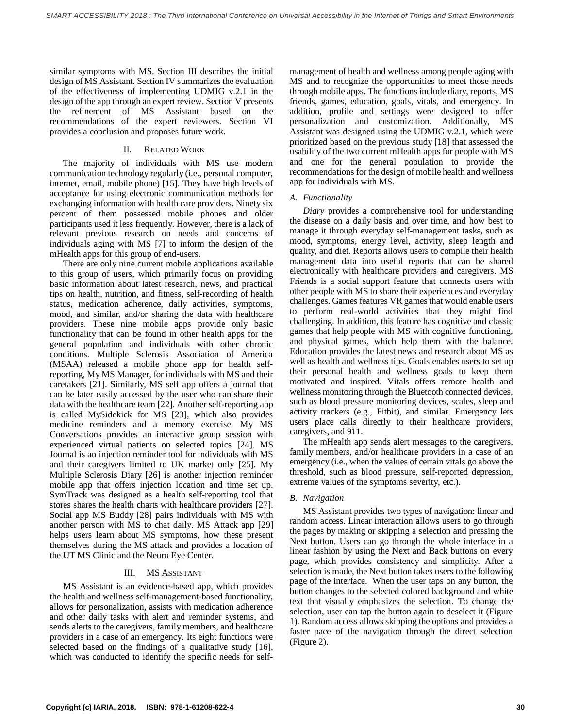similar symptoms with MS. Section III describes the initial design of MS Assistant. Section IV summarizes the evaluation of the effectiveness of implementing UDMIG v.2.1 in the design of the app through an expert review. Section V presents the refinement of MS Assistant based on the recommendations of the expert reviewers. Section VI provides a conclusion and proposes future work.

## II. Related Work

The majority of individuals with MS use modern communication technology regularly (i.e., personal computer, internet, email, mobile phone) [15]. They have high levels of acceptance for using electronic communication methods for exchanging information with health care providers. Ninety six percent of them possessed mobile phones and older participants used it less frequently. However, there is a lack of relevant previous research on needs and concerns of individuals aging with MS [7] to inform the design of the mHealth apps for this group of end-users.

There are only nine current mobile applications available to this group of users, which primarily focus on providing basic information about latest research, news, and practical tips on health, nutrition, and fitness, self-recording of health status, medication adherence, daily activities, symptoms, mood, and similar, and/or sharing the data with healthcare providers. These nine mobile apps provide only basic functionality that can be found in other health apps for the general population and individuals with other chronic conditions. Multiple Sclerosis Association of America (MSAA) released a mobile phone app for health self-reporting, My MS Manager, for individuals with MS and their caretakers [21]. Similarly, MS self app offers a journal that can be later easily accessed by the user who can share their data with the healthcare team [22]. Another self-reporting app is called MySidekick for MS [23], which also provides medicine reminders and a memory exercise. My MS Conversations provides an interactive group session with experienced virtual patients on selected topics [24]. MS Journal is an injection reminder tool for individuals with MS and their caregivers limited to UK market only [25]. My Multiple Sclerosis Diary [26] is another injection reminder mobile app that offers injection location and time set up. SymTrack was designed as a health self-reporting tool that stores shares the health charts with healthcare providers [27]. Social app MS Buddy [28] pairs individuals with MS with another person with MS to chat daily. MS Attack app [29] helps users learn about MS symptoms, how these present themselves during the MS attack and provides a location of the UT MS Clinic and the Neuro Eye Center.

## III. MS Assistant

MS Assistant is an evidence-based app, which provides the health and wellness self-management-based functionality, allows for personalization, assists with medication adherence and other daily tasks with alert and reminder systems, and sends alerts to the caregivers, family members, and healthcare providers in a case of an emergency. Its eight functions were selected based on the findings of a qualitative study [16], which was conducted to identify the specific needs for self-management of health and wellness among people aging with MS and to recognize the opportunities to meet those needs through mobile apps. The functions include diary, reports, MS friends, games, education, goals, vitals, and emergency. In addition, profile and settings were designed to offer personalization and customization. Additionally, MS Assistant was designed using the UDMIG v.2.1, which were prioritized based on the previous study [18] that assessed the usability of the two current mHealth apps for people with MS and one for the general population to provide the recommendations for the design of mobile health and wellness app for individuals with MS.

### A. Functionality

*Diary* provides a comprehensive tool for understanding the disease on a daily basis and over time, and how best to manage it through everyday self-management tasks, such as mood, symptoms, energy level, activity, sleep length and quality, and diet. Reports allows users to compile their health management data into useful reports that can be shared electronically with healthcare providers and caregivers. MS Friends is a social support feature that connects users with other people with MS to share their experiences and everyday challenges. Games features VR games that would enable users to perform real-world activities that they might find challenging. In addition, this feature has cognitive and classic games that help people with MS with cognitive functioning, and physical games, which help them with the balance. Education provides the latest news and research about MS as well as health and wellness tips. Goals enables users to set up their personal health and wellness goals to keep them motivated and inspired. Vitals offers remote health and wellness monitoring through the Bluetooth connected devices, such as blood pressure monitoring devices, scales, sleep and activity trackers (e.g., Fitbit), and similar. Emergency lets users place calls directly to their healthcare providers, caregivers, and 911.

The mHealth app sends alert messages to the caregivers, family members, and/or healthcare providers in a case of an emergency (i.e., when the values of certain vitals go above the threshold, such as blood pressure, self-reported depression, extreme values of the symptoms severity, etc.).

### B. Navigation

MS Assistant provides two types of navigation: linear and random access. Linear interaction allows users to go through the pages by making or skipping a selection and pressing the Next button. Users can go through the whole interface in a linear fashion by using the Next and Back buttons on every page, which provides consistency and simplicity. After a selection is made, the Next button takes users to the following page of the interface. When the user taps on any button, the button changes to the selected colored background and white text that visually emphasizes the selection. To change the selection, user can tap the button again to deselect it (Figure 1). Random access allows skipping the options and provides a faster pace of the navigation through the direct selection (Figure 2).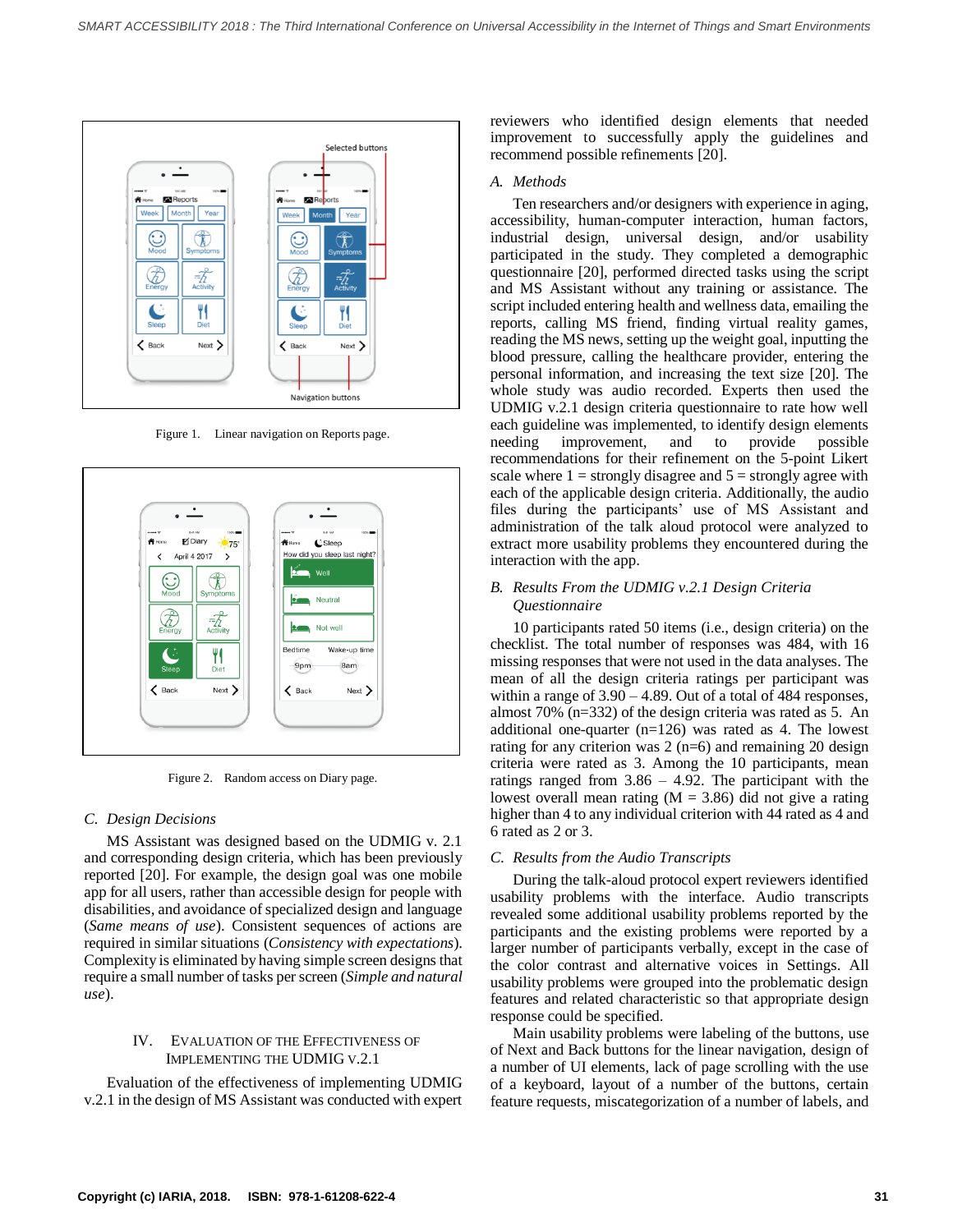Figure 1. Linear navigation on Reports page.

Figure 2. Random access on Diary page.

### C. Design Decisions

MS Assistant was designed based on the UDMIG v. 2.1 and corresponding design criteria, which has been previously reported [20]. For example, the design goal was one mobile app for all users, rather than accessible design for people with disabilities, and avoidance of specialized design and language (*Same means of use*). Consistent sequences of action are required in similar situations (*Consistency with expectations*). Complexity is eliminated by having simple screen designs that require a small number of tasks per screen (*Simple and natural use*).

## IV. Evaluation of the Effectiveness of Implementing the UDMIG v.2.1

Evaluation of the effectiveness of implementing UDMIG v.2.1 in the design of MS Assistant was conducted with expert reviewers who identified design elements that needed improvement to successfully apply the guidelines and recommend possible refinements [20].

### A. Methods

Ten researchers and/or designers with experience in aging, accessibility, human-computer interaction, human factors, industrial design, universal design, and/or usability participated in the study. They completed a demographic questionnaire [20], performed directed tasks using the script and MS Assistant without any training or assistance. The script included entering health and wellness data, emailing the reports, calling MS friend, finding virtual reality games, reading the MS news, setting up the weight goal, inputting the blood pressure, calling the healthcare provider, entering the personal information, and increasing the text size [20]. The whole study was audio recorded. Experts then used the UDMIG v.2.1 design criteria questionnaire to rate how well each guideline was implemented, to identify design elements needing improvement, and to provide possible recommendations for their refinement on the 5-point Likert scale where 1 = strongly disagree and 5 = strongly agree with each of the applicable design criteria. Additionally, the audio files during the participants' use of MS Assistant and administration of the talk aloud protocol were analyzed to extract more usability problems they encountered during the interaction with the app.

### B. Results From the UDMIG v.2.1 Design Criteria Questionnaire

10 participants rated 50 items (i.e., design criteria) on the checklist. The total number of responses was 484, with 16 missing responses that were not used in the data analyses. The mean of all the design criteria ratings per participant was within a range of 3.90 – 4.89. Out of a total of 484 responses, almost 70% (n=332) of the design criteria was rated as 5. An additional one-quarter (n=126) was rated as 4. The lowest rating for any criterion was 2 (n=6) and remaining 20 design criteria were rated as 3. Among the 10 participants, mean ratings ranged from 3.86 – 4.92. The participant with the lowest overall mean rating (M = 3.86) did not give a rating higher than 4 to any individual criterion with 44 rated as 4 and 6 rated as 2 or 3.

### C. Results from the Audio Transcripts

During the talk-aloud protocol expert reviewers identified usability problems with the interface. Audio transcripts revealed some additional usability problems reported by the participants and the existing problems were reported by a larger number of participants verbally, except in the case of the color contrast and alternative voices in Settings. All usability problems were grouped into the problematic design features and related characteristic so that appropriate design response could be specified.

Main usability problems were labeling of the buttons, use of Next and Back buttons for the linear navigation, design of a number of UI elements, lack of page scrolling with the use of a keyboard, layout of a number of the buttons, certain feature requests, miscategorization of a number of labels, and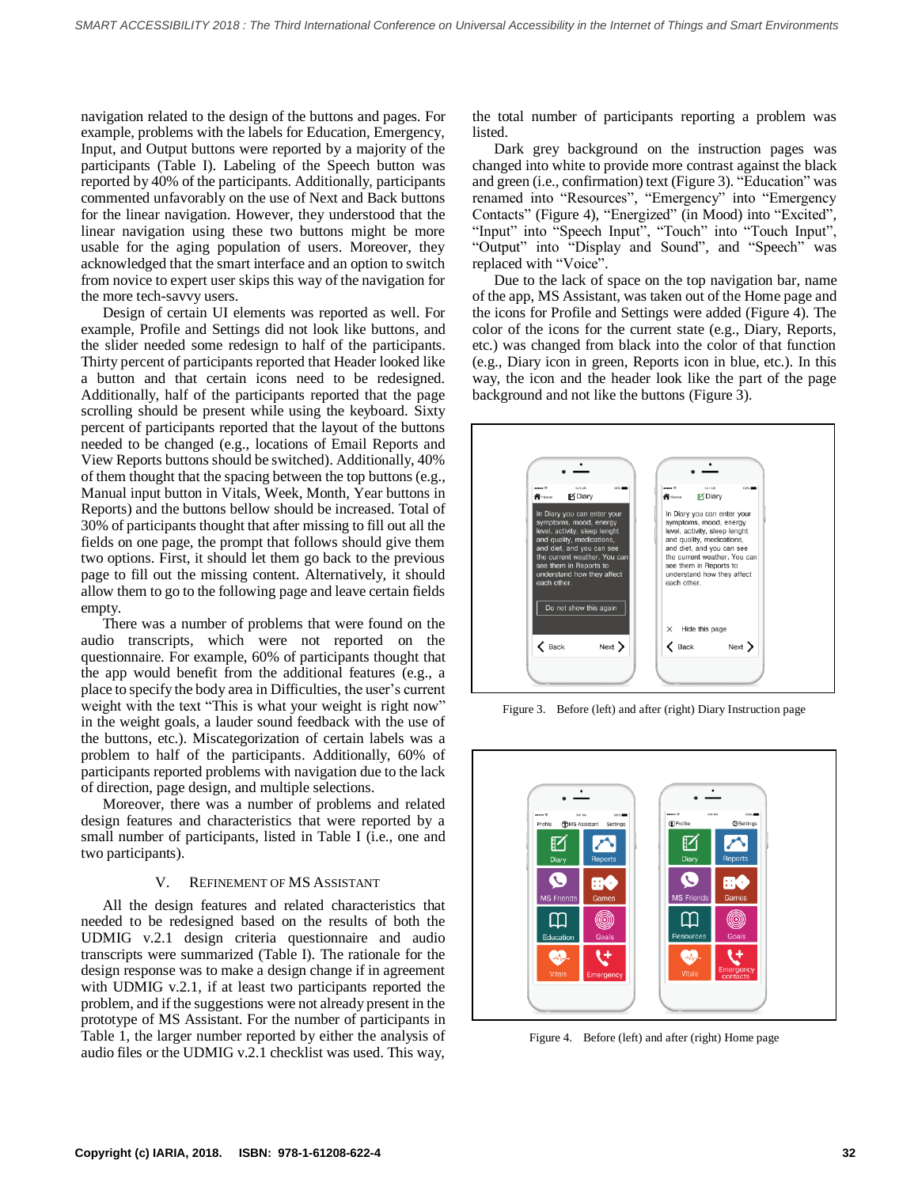navigation related to the design of the buttons and pages. For example, problems with the labels for Education, Emergency, Input, and Output buttons were reported by a majority of the participants (Table I). Labeling of the Speech button was reported by 40% of the participants. Additionally, participants commented unfavorably on the use of Next and Back buttons for the linear navigation. However, they understood that the linear navigation using these two buttons might be more usable for the aging population of users. Moreover, they acknowledged that the smart interface and an option to switch from novice to expert user skips this way of the navigation for the more tech-savvy users.

Design of certain UI elements was reported as well. For example, Profile and Settings did not look like buttons, and the slider needed some redesign to half of the participants. Thirty percent of participants reported that Header looked like a button and that certain icons need to be redesigned. Additionally, half of the participants reported that the page scrolling should be present while using the keyboard. Sixty percent of participants reported that the layout of the buttons needed to be changed (e.g., locations of Email Reports and View Reports buttons should be switched). Additionally, 40% of them thought that the spacing between the top buttons (e.g., Manual input button in Vitals, Week, Month, Year buttons in Reports) and the buttons bellow should be increased. Total of 30% of participants thought that after missing to fill out all the fields on one page, the prompt that follows should give them two options. First, it should let them go back to the previous page to fill out the missing content. Alternatively, it should allow them to go to the following page and leave certain fields empty.

There was a number of problems that were found on the audio transcripts, which were not reported on the questionnaire. For example, 60% of participants thought that the app would benefit from the additional features (e.g., a place to specify the body area in Difficulties, the user's current weight with the text "This is what your weight is right now" in the weight goals, a lauder sound feedback with the use of the buttons, etc.). Miscategorization of certain labels was a problem to half of the participants. Additionally, 60% of participants reported problems with navigation due to the lack of direction, page design, and multiple selections.

Moreover, there was a number of problems and related design features and characteristics that were reported by a small number of participants, listed in Table I (i.e., one and two participants).

## V. Refinement of MS Assistant

All the design features and related characteristics that needed to be redesigned based on the results of both the UDMIG v.2.1 design criteria questionnaire and audio transcripts were summarized (Table I). The rationale for the design response was to make a design change if in agreement with UDMIG v.2.1, if at least two participants reported the problem, and if the suggestions were not already present in the prototype of MS Assistant. For the number of participants in Table 1, the larger number reported by either the analysis of audio files or the UDMIG v.2.1 checklist was used. This way, the total number of participants reporting a problem was listed.

Dark grey background on the instruction pages was changed into white to provide more contrast against the black and green (i.e., confirmation) text (Figure 3). "Education" was renamed into "Resources", "Emergency" into "Emergency Contacts" (Figure 4), "Energized" (in Mood) into "Excited", "Input" into "Speech Input", "Touch" into "Touch Input", "Output" into "Display and Sound", and "Speech" was replaced with "Voice".

Due to the lack of space on the top navigation bar, name of the app, MS Assistant, was taken out of the Home page and the icons for Profile and Settings were added (Figure 4). The color of the icons for the current state (e.g., Diary, Reports, etc.) was changed from black into the color of that function (e.g., Diary icon in green, Reports icon in blue, etc.). In this way, the icon and the header look like the part of the page background and not like the buttons (Figure 3).

Figure 3. Before (left) and after (right) Diary Instruction page

Figure 4. Before (left) and after (right) Home page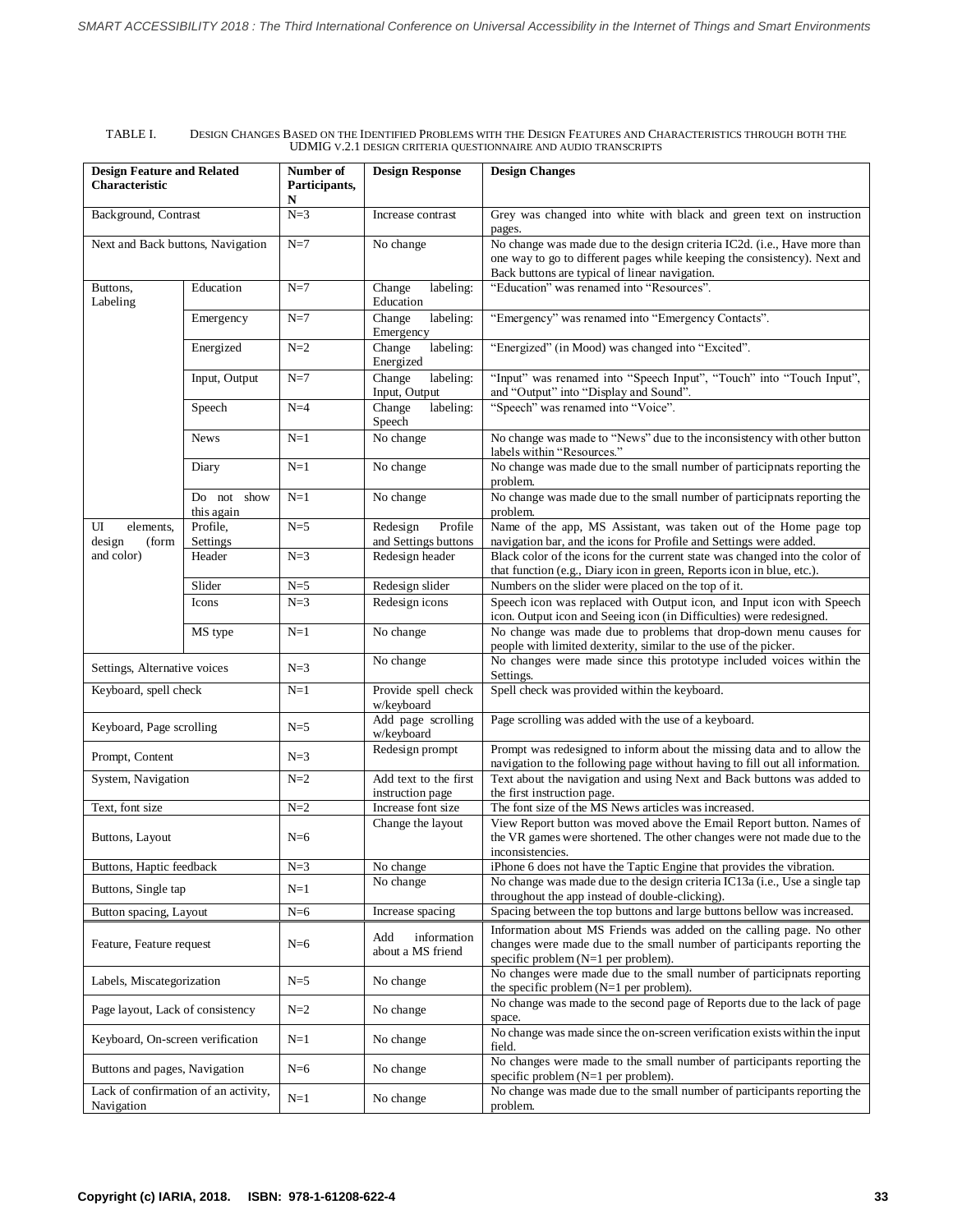TABLE I. DESIGN CHANGES BASED ON THE IDENTIFIED PROBLEMS WITH THE DESIGN FEATURES AND CHARACTERISTICS THROUGH BOTH THE UDMIG V.2.1 DESIGN CRITERIA QUESTIONNAIRE AND AUDIO TRANSCRIPTS

| Design Feature and Related Characteristic | | Number of Participants, N | Design Response | Design Changes |
|---|---|---|---|---|
| Background, Contrast | | N=3 | Increase contrast | Grey was changed into white with black and green text on instruction pages. |
| Next and Back buttons, Navigation | | N=7 | No change | No change was made due to the design criteria IC2d. (i.e., Have more than one way to go to different pages while keeping the consistency). Next and Back buttons are typical of linear navigation. |
| Buttons, Labeling | Education | N=7 | Change labeling: Education | "Education" was renamed into "Resources". |
| | Emergency | N=7 | Change labeling: Emergency | "Emergency" was renamed into "Emergency Contacts". |
| | Energized | N=2 | Change labeling: Energized | "Energized" (in Mood) was changed into "Excited". |
| | Input, Output | N=7 | Change labeling: Input, Output | "Input" was renamed into "Speech Input", "Touch" into "Touch Input", and "Output" into "Display and Sound". |
| | Speech | N=4 | Change labeling: Speech | "Speech" was renamed into "Voice". |
| | News | N=1 | No change | No change was made to "News" due to the inconsistency with other button labels within "Resources." |
| | Diary | N=1 | No change | No change was made due to the small number of participnats reporting the problem. |
| | Do not show this again | N=1 | No change | No change was made due to the small number of participnats reporting the problem. |
| UI elements, design (form and color) | Profile, Settings | N=5 | Redesign Profile and Settings buttons | Name of the app, MS Assistant, was taken out of the Home page top navigation bar, and the icons for Profile and Settings were added. |
| | Header | N=3 | Redesign header | Black color of the icons for the current state was changed into the color of that function (e.g., Diary icon in green, Reports icon in blue, etc.). |
| | Slider | N=5 | Redesign slider | Numbers on the slider were placed on the top of it. |
| | Icons | N=3 | Redesign icons | Speech icon was replaced with Output icon, and Input icon with Speech icon. Output icon and Seeing icon (in Difficulties) were redesigned. |
| | MS type | N=1 | No change | No change was made due to problems that drop-down menu causes for people with limited dexterity, similar to the use of the picker. |
| Settings, Alternative voices | | N=3 | No change | No changes were made since this prototype included voices within the Settings. |
| Keyboard, spell check | | N=1 | Provide spell check w/keyboard | Spell check was provided within the keyboard. |
| Keyboard, Page scrolling | | N=5 | Add page scrolling w/keyboard | Page scrolling was added with the use of a keyboard. |
| Prompt, Content | | N=3 | Redesign prompt | Prompt was redesigned to inform about the missing data and to allow the navigation to the following page without having to fill out all information. |
| System, Navigation | | N=2 | Add text to the first instruction page | Text about the navigation and using Next and Back buttons was added to the first instruction page. |
| Text, font size | | N=2 | Increase font size | The font size of the MS News articles was increased. |
| Buttons, Layout | | N=6 | Change the layout | View Report button was moved above the Email Report button. Names of the VR games were shortened. The other changes were not made due to the inconsistencies. |
| Buttons, Haptic feedback | | N=3 | No change | iPhone 6 does not have the Taptic Engine that provides the vibration. |
| Buttons, Single tap | | N=1 | No change | No change was made due to the design criteria IC13a (i.e., Use a single tap throughout the app instead of double-clicking). |
| Button spacing, Layout | | N=6 | Increase spacing | Spacing between the top buttons and large buttons bellow was increased. |
| Feature, Feature request | | N=6 | Add information about a MS friend | Information about MS Friends was added on the calling page. No other changes were made due to the small number of participants reporting the specific problem (N=1 per problem). |
| Labels, Miscategorization | | N=5 | No change | No changes were made due to the small number of participnats reporting the specific problem (N=1 per problem). |
| Page layout, Lack of consistency | | N=2 | No change | No change was made to the second page of Reports due to the lack of page space. |
| Keyboard, On-screen verification | | N=1 | No change | No change was made since the on-screen verification exists within the input field. |
| Buttons and pages, Navigation | | N=6 | No change | No changes were made to the small number of participants reporting the specific problem (N=1 per problem). |
| Lack of confirmation of an activity, Navigation | | N=1 | No change | No change was made due to the small number of participants reporting the problem. |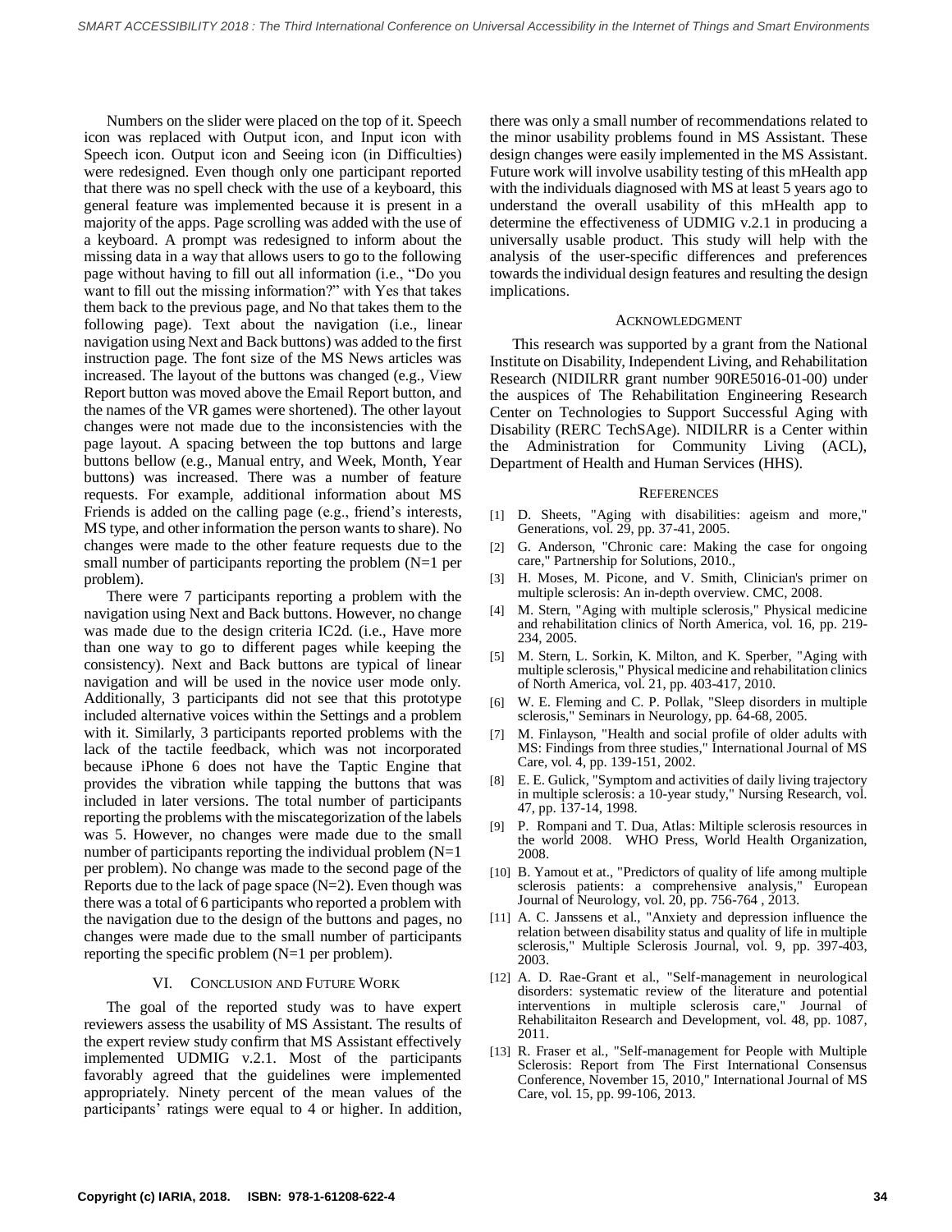Numbers on the slider were placed on the top of it. Speech icon was replaced with Output icon, and Input icon with Speech icon. Output icon and Seeing icon (in Difficulties) were redesigned. Even though only one participant reported that there was no spell check with the use of a keyboard, this general feature was implemented because it is present in a majority of the apps. Page scrolling was added with the use of a keyboard. A prompt was redesigned to inform about the missing data in a way that allows users to go to the following page without having to fill out all information (i.e., "Do you want to fill out the missing information?" with Yes that takes them back to the previous page, and No that takes them to the following page). Text about the navigation (i.e., linear navigation using Next and Back buttons) was added to the first instruction page. The font size of the MS News articles was increased. The layout of the buttons was changed (e.g., View Report button was moved above the Email Report button, and the names of the VR games were shortened). The other layout changes were not made due to the inconsistencies with the page layout. A spacing between the top buttons and large buttons bellow (e.g., Manual entry, and Week, Month, Year buttons) was increased. There was a number of feature requests. For example, additional information about MS Friends is added on the calling page (e.g., friend's interests, MS type, and other information the person wants to share). No changes were made to the other feature requests due to the small number of participants reporting the problem (N=1 per problem).

There were 7 participants reporting a problem with the navigation using Next and Back buttons. However, no change was made due to the design criteria IC2d. (i.e., Have more than one way to go to different pages while keeping the consistency). Next and Back buttons are typical of linear navigation and will be used in the novice user mode only. Additionally, 3 participants did not see that this prototype included alternative voices within the Settings and a problem with it. Similarly, 3 participants reported problems with the lack of the tactile feedback, which was not incorporated because iPhone 6 does not have the Taptic Engine that provides the vibration while tapping the buttons that was included in later versions. The total number of participants reporting the problems with the miscategorization of the labels was 5. However, no changes were made due to the small number of participants reporting the individual problem (N=1 per problem). No change was made to the second page of the Reports due to the lack of page space (N=2). Even though was there was a total of 6 participants who reported a problem with the navigation due to the design of the buttons and pages, no changes were made due to the small number of participants reporting the specific problem (N=1 per problem).

## VI. Conclusion and Future Work

The goal of the reported study was to have expert reviewers assess the usability of MS Assistant. The results of the expert review study confirm that MS Assistant effectively implemented UDMIG v.2.1. Most of the participants favorably agreed that the guidelines were implemented appropriately. Ninety percent of the mean values of the participants' ratings were equal to 4 or higher. In addition, there was only a small number of recommendations related to the minor usability problems found in MS Assistant. These design changes were easily implemented in the MS Assistant. Future work will involve usability testing of this mHealth app with the individuals diagnosed with MS at least 5 years ago to understand the overall usability of this mHealth app to determine the effectiveness of UDMIG v.2.1 in producing a universally usable product. This study will help with the analysis of the user-specific differences and preferences towards the individual design features and resulting the design implications.

## Acknowledgment

This research was supported by a grant from the National Institute on Disability, Independent Living, and Rehabilitation Research (NIDILRR grant number 90RE5016-01-00) under the auspices of The Rehabilitation Engineering Research Center on Technologies to Support Successful Aging with Disability (RERC TechSAge). NIDILRR is a Center within the Administration for Community Living (ACL), Department of Health and Human Services (HHS).

## References

[1] D. Sheets, "Aging with disabilities: ageism and more," Generations, vol. 29, pp. 37-41, 2005.

[2] G. Anderson, "Chronic care: Making the case for ongoing care," Partnership for Solutions, 2010.,

[3] H. Moses, M. Picone, and V. Smith, Clinician's primer on multiple sclerosis: An in-depth overview. CMC, 2008.

[4] M. Stern, "Aging with multiple sclerosis," Physical medicine and rehabilitation clinics of North America, vol. 16, pp. 219-234, 2005.

[5] M. Stern, L. Sorkin, K. Milton, and K. Sperber, "Aging with multiple sclerosis," Physical medicine and rehabilitation clinics of North America, vol. 21, pp. 403-417, 2010.

[6] W. E. Fleming and C. P. Pollak, "Sleep disorders in multiple sclerosis," Seminars in Neurology, pp. 64-68, 2005.

[7] M. Finlayson, "Health and social profile of older adults with MS: Findings from three studies," International Journal of MS Care, vol. 4, pp. 139-151, 2002.

[8] E. E. Gulick, "Symptom and activities of daily living trajectory in multiple sclerosis: a 10-year study," Nursing Research, vol. 47, pp. 137-14, 1998.

[9] P. Rompani and T. Dua, Atlas: Miltiple sclerosis resources in the world 2008. WHO Press, World Health Organization, 2008.

[10] B. Yamout et at., "Predictors of quality of life among multiple sclerosis patients: a comprehensive analysis," European Journal of Neurology, vol. 20, pp. 756-764 , 2013.

[11] A. C. Janssens et al., "Anxiety and depression influence the relation between disability status and quality of life in multiple sclerosis," Multiple Sclerosis Journal, vol. 9, pp. 397-403, 2003.

[12] A. D. Rae-Grant et al., "Self-management in neurological disorders: systematic review of the literature and potential interventions in multiple sclerosis care," Journal of Rehabilitaiton Research and Development, vol. 48, pp. 1087, 2011.

[13] R. Fraser et al., "Self-management for People with Multiple Sclerosis: Report from The First International Consensus Conference, November 15, 2010," International Journal of MS Care, vol. 15, pp. 99-106, 2013.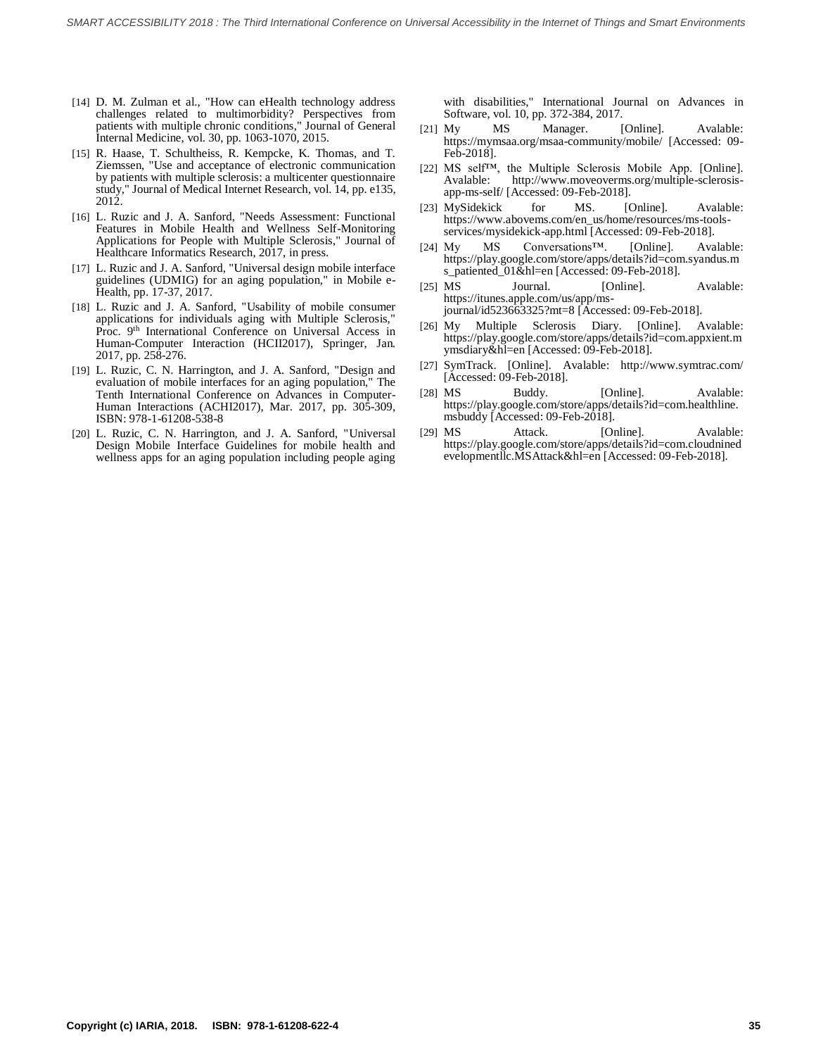[14] D. M. Zulman et al., "How can eHealth technology address challenges related to multimorbidity? Perspectives from patients with multiple chronic conditions," Journal of General Internal Medicine, vol. 30, pp. 1063-1070, 2015.

[15] R. Haase, T. Schultheiss, R. Kempcke, K. Thomas, and T. Ziemssen, "Use and acceptance of electronic communication by patients with multiple sclerosis: a multicenter questionnaire study," Journal of Medical Internet Research, vol. 14, pp. e135, 2012.

[16] L. Ruzic and J. A. Sanford, "Needs Assessment: Functional Features in Mobile Health and Wellness Self-Monitoring Applications for People with Multiple Sclerosis," Journal of Healthcare Informatics Research, 2017, in press.

[17] L. Ruzic and J. A. Sanford, "Universal design mobile interface guidelines (UDMIG) for an aging population," in Mobile e-Health, pp. 17-37, 2017.

[18] L. Ruzic and J. A. Sanford, "Usability of mobile consumer applications for individuals aging with Multiple Sclerosis," Proc. 9th International Conference on Universal Access in Human-Computer Interaction (HCII2017), Springer, Jan. 2017, pp. 258-276.

[19] L. Ruzic, C. N. Harrington, and J. A. Sanford, "Design and evaluation of mobile interfaces for an aging population," The Tenth International Conference on Advances in Computer-Human Interactions (ACHI2017), Mar. 2017, pp. 305-309, ISBN: 978-1-61208-538-8

[20] L. Ruzic, C. N. Harrington, and J. A. Sanford, "Universal Design Mobile Interface Guidelines for mobile health and wellness apps for an aging population including people aging with disabilities," International Journal on Advances in Software, vol. 10, pp. 372-384, 2017.

[21] My MS Manager. [Online]. Avalable: https://mymsaa.org/msaa-community/mobile/ [Accessed: 09-Feb-2018].

[22] MS self™, the Multiple Sclerosis Mobile App. [Online]. Avalable: http://www.moveoverms.org/multiple-sclerosis-app-ms-self/ [Accessed: 09-Feb-2018].

[23] MySidekick for MS. [Online]. Avalable: https://www.abovems.com/en_us/home/resources/ms-tools-services/mysidekick-app.html [Accessed: 09-Feb-2018].

[24] My MS Conversations™. [Online]. Avalable: https://play.google.com/store/apps/details?id=com.syandus.ms_patiented_01&hl=en [Accessed: 09-Feb-2018].

[25] MS Journal. [Online]. Avalable: https://itunes.apple.com/us/app/ms-journal/id523663325?mt=8 [Accessed: 09-Feb-2018].

[26] My Multiple Sclerosis Diary. [Online]. Avalable: https://play.google.com/store/apps/details?id=com.appxient.mymsdiary&hl=en [Accessed: 09-Feb-2018].

[27] SymTrack. [Online]. Avalable: http://www.symtrac.com/ [Accessed: 09-Feb-2018].

[28] MS Buddy. [Online]. Avalable: https://play.google.com/store/apps/details?id=com.healthline.msbuddy [Accessed: 09-Feb-2018].

[29] MS Attack. [Online]. Avalable: https://play.google.com/store/apps/details?id=com.cloudninedevelopmentllc.MSAttack&hl=en [Accessed: 09-Feb-2018].